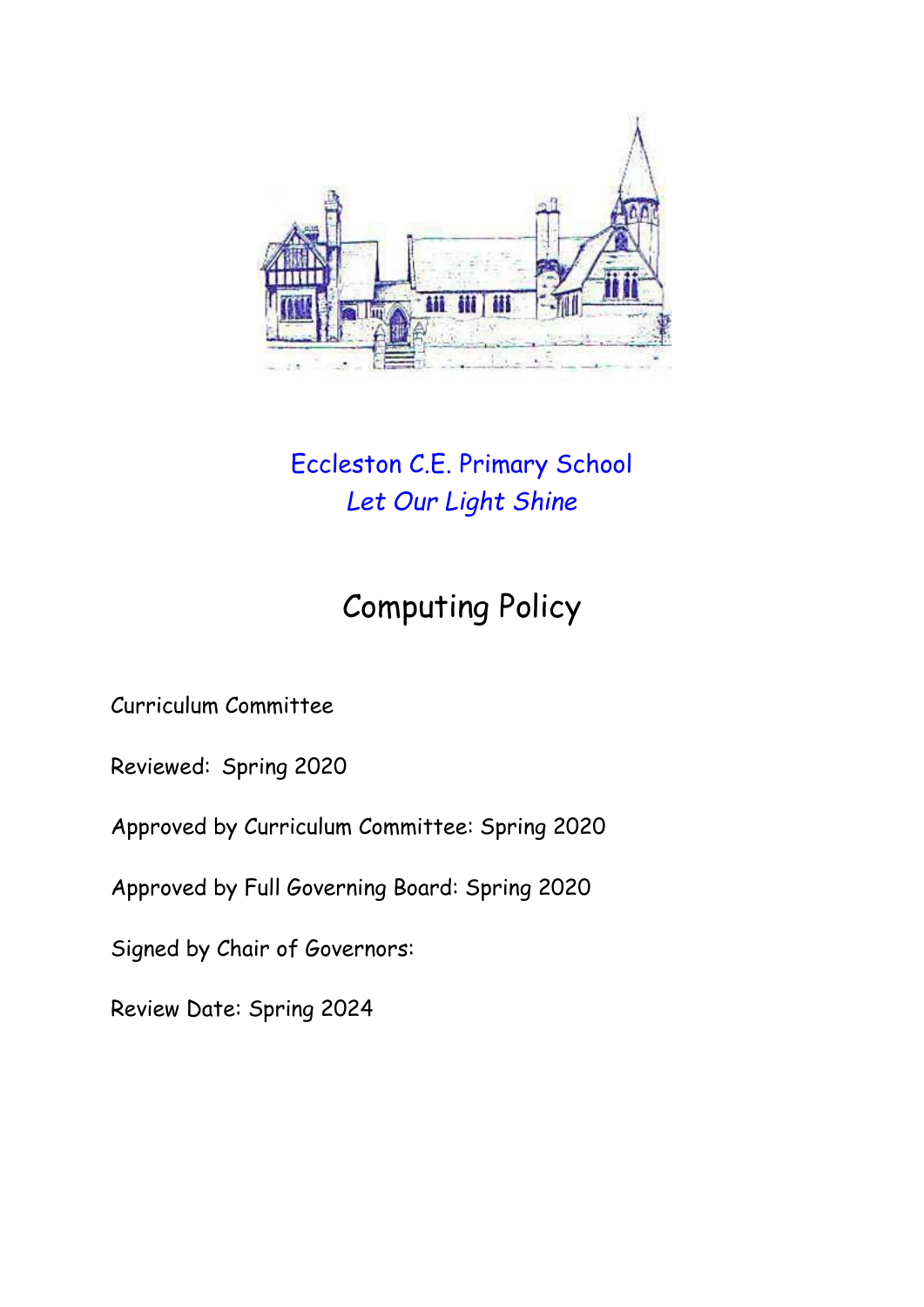Eccleston C.E. Primary School

*Let Our Light Shine*

# Computing Policy

Curriculum Committee

Reviewed: Spring 2020

Approved by Curriculum Committee: Spring 2020

Approved by Full Governing Board: Spring 2020

Signed by Chair of Governors:

Review Date: Spring 2024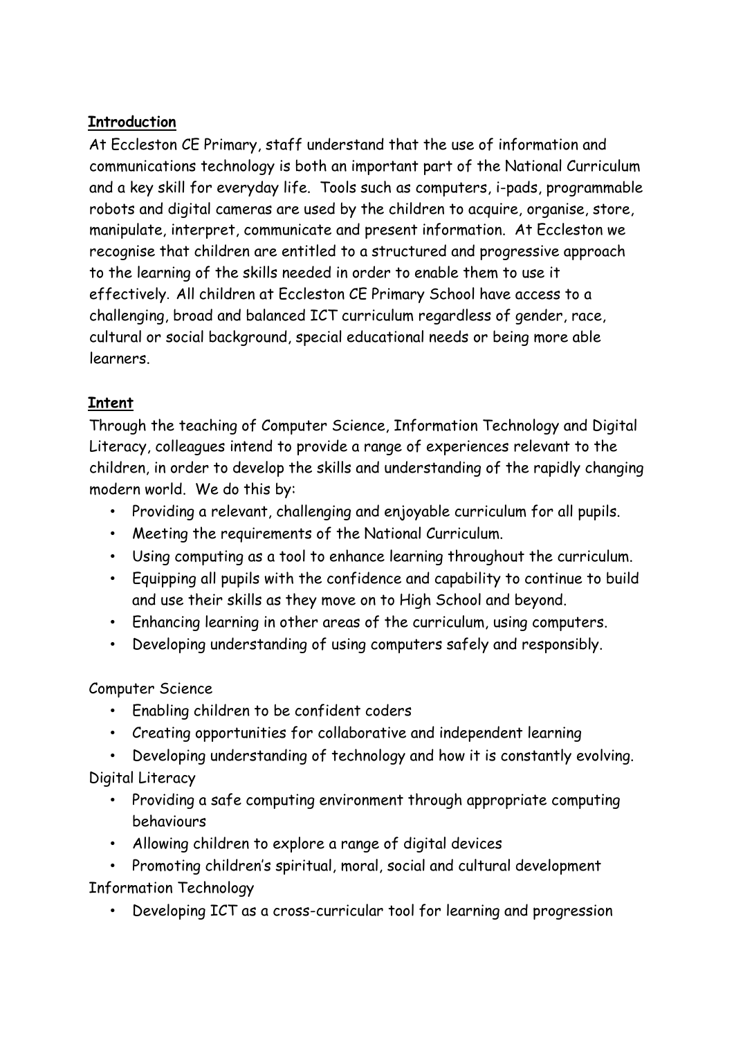**Introduction**

At Eccleston CE Primary, staff understand that the use of information and communications technology is both an important part of the National Curriculum and a key skill for everyday life. Tools such as computers, i-pads, programmable robots and digital cameras are used by the children to acquire, organise, store, manipulate, interpret, communicate and present information. At Eccleston we recognise that children are entitled to a structured and progressive approach to the learning of the skills needed in order to enable them to use it effectively. All children at Eccleston CE Primary School have access to a challenging, broad and balanced ICT curriculum regardless of gender, race, cultural or social background, special educational needs or being more able learners.

**Intent**

Through the teaching of Computer Science, Information Technology and Digital Literacy, colleagues intend to provide a range of experiences relevant to the children, in order to develop the skills and understanding of the rapidly changing modern world. We do this by:

- Providing a relevant, challenging and enjoyable curriculum for all pupils.
- Meeting the requirements of the National Curriculum.
- Using computing as a tool to enhance learning throughout the curriculum.
- Equipping all pupils with the confidence and capability to continue to build and use their skills as they move on to High School and beyond.
- Enhancing learning in other areas of the curriculum, using computers.
- Developing understanding of using computers safely and responsibly.

Computer Science

- Enabling children to be confident coders
- Creating opportunities for collaborative and independent learning
- Developing understanding of technology and how it is constantly evolving.

Digital Literacy

- Providing a safe computing environment through appropriate computing behaviours
- Allowing children to explore a range of digital devices
- Promoting children's spiritual, moral, social and cultural development

Information Technology

- Developing ICT as a cross-curricular tool for learning and progression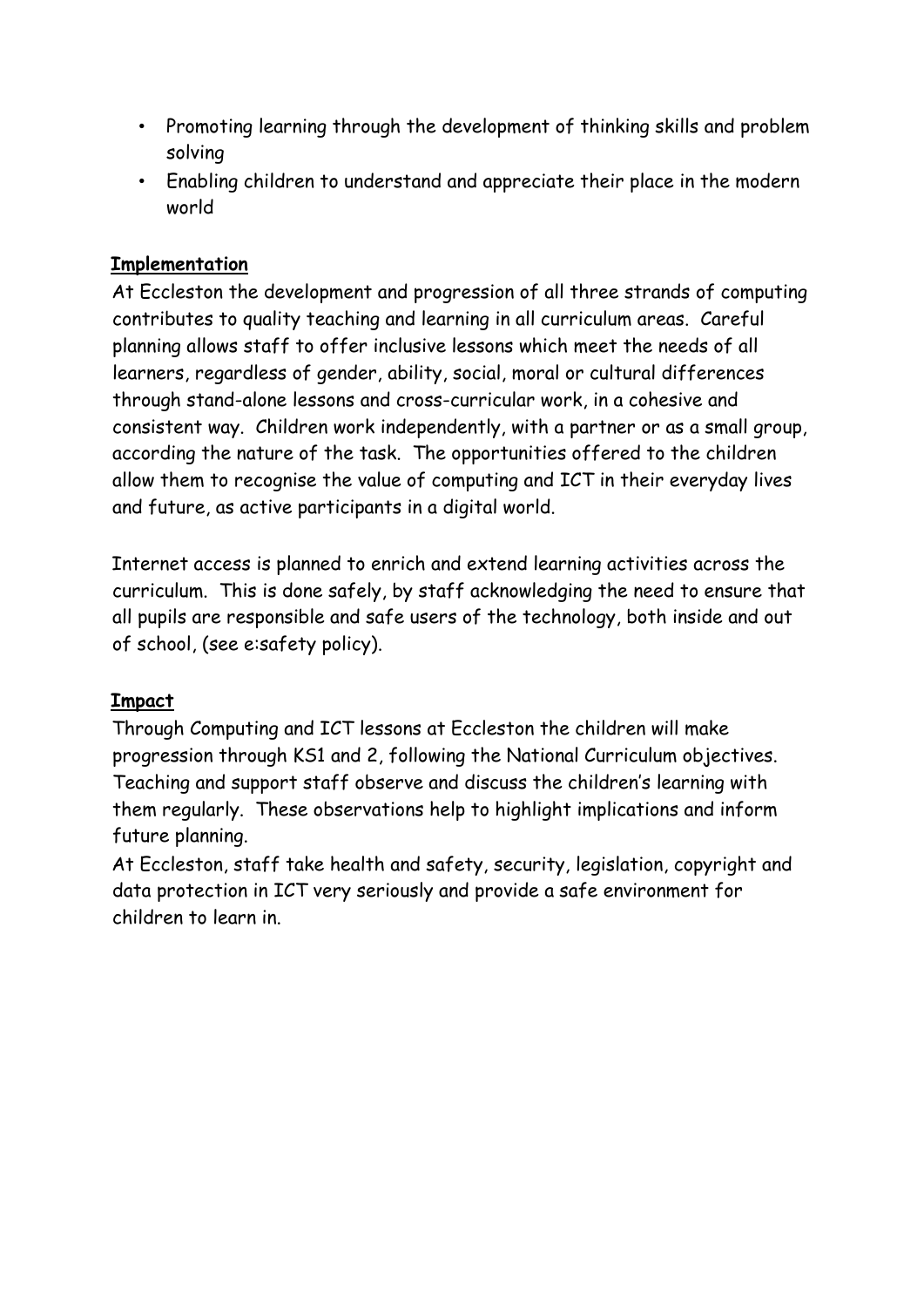- Promoting learning through the development of thinking skills and problem solving
- Enabling children to understand and appreciate their place in the modern world

**Implementation**

At Eccleston the development and progression of all three strands of computing contributes to quality teaching and learning in all curriculum areas. Careful planning allows staff to offer inclusive lessons which meet the needs of all learners, regardless of gender, ability, social, moral or cultural differences through stand-alone lessons and cross-curricular work, in a cohesive and consistent way. Children work independently, with a partner or as a small group, according the nature of the task. The opportunities offered to the children allow them to recognise the value of computing and ICT in their everyday lives and future, as active participants in a digital world.

Internet access is planned to enrich and extend learning activities across the curriculum. This is done safely, by staff acknowledging the need to ensure that all pupils are responsible and safe users of the technology, both inside and out of school, (see e:safety policy).

**Impact**

Through Computing and ICT lessons at Eccleston the children will make progression through KS1 and 2, following the National Curriculum objectives. Teaching and support staff observe and discuss the children's learning with them regularly. These observations help to highlight implications and inform future planning.

At Eccleston, staff take health and safety, security, legislation, copyright and data protection in ICT very seriously and provide a safe environment for children to learn in.